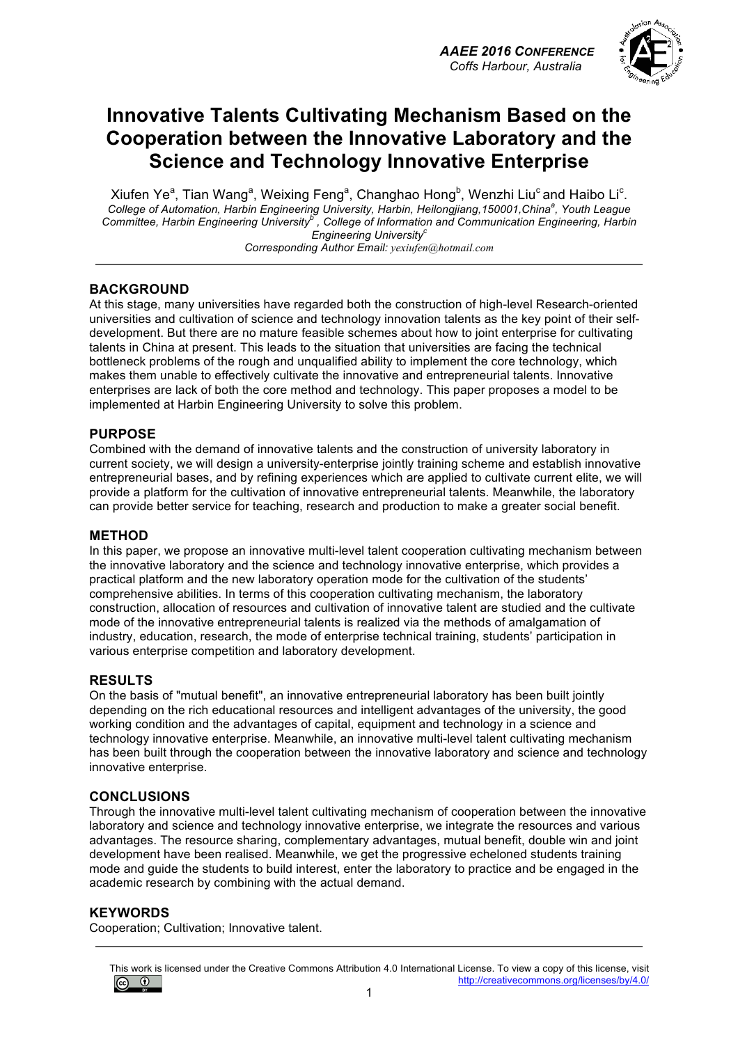# Innovative Talents Cultivating Mechanism Based on the Cooperation between the Innovative Laboratory and the Science and Technology Innovative Enterprise

Xiufen Ye[a], Tian Wang[a], Weixing Feng[a], Changhao Hong[b], Wenzhi Liu[c] and Haibo Li[c].

*College of Automation, Harbin Engineering University, Harbin, Heilongjiang,150001,China[a], Youth League Committee, Harbin Engineering University[b] , College of Information and Communication Engineering, Harbin Engineering University[c]*

*Corresponding Author Email: yexiufen@hotmail.com*

## BACKGROUND

At this stage, many universities have regarded both the construction of high-level Research-oriented universities and cultivation of science and technology innovation talents as the key point of their self-development. But there are no mature feasible schemes about how to joint enterprise for cultivating talents in China at present. This leads to the situation that universities are facing the technical bottleneck problems of the rough and unqualified ability to implement the core technology, which makes them unable to effectively cultivate the innovative and entrepreneurial talents. Innovative enterprises are lack of both the core method and technology. This paper proposes a model to be implemented at Harbin Engineering University to solve this problem.

## PURPOSE

Combined with the demand of innovative talents and the construction of university laboratory in current society, we will design a university-enterprise jointly training scheme and establish innovative entrepreneurial bases, and by refining experiences which are applied to cultivate current elite, we will provide a platform for the cultivation of innovative entrepreneurial talents. Meanwhile, the laboratory can provide better service for teaching, research and production to make a greater social benefit.

## METHOD

In this paper, we propose an innovative multi-level talent cooperation cultivating mechanism between the innovative laboratory and the science and technology innovative enterprise, which provides a practical platform and the new laboratory operation mode for the cultivation of the students' comprehensive abilities. In terms of this cooperation cultivating mechanism, the laboratory construction, allocation of resources and cultivation of innovative talent are studied and the cultivate mode of the innovative entrepreneurial talents is realized via the methods of amalgamation of industry, education, research, the mode of enterprise technical training, students' participation in various enterprise competition and laboratory development.

## RESULTS

On the basis of "mutual benefit", an innovative entrepreneurial laboratory has been built jointly depending on the rich educational resources and intelligent advantages of the university, the good working condition and the advantages of capital, equipment and technology in a science and technology innovative enterprise. Meanwhile, an innovative multi-level talent cultivating mechanism has been built through the cooperation between the innovative laboratory and science and technology innovative enterprise.

## CONCLUSIONS

Through the innovative multi-level talent cultivating mechanism of cooperation between the innovative laboratory and science and technology innovative enterprise, we integrate the resources and various advantages. The resource sharing, complementary advantages, mutual benefit, double win and joint development have been realised. Meanwhile, we get the progressive echeloned students training mode and guide the students to build interest, enter the laboratory to practice and be engaged in the academic research by combining with the actual demand.

## KEYWORDS

Cooperation; Cultivation; Innovative talent.

This work is licensed under the Creative Commons Attribution 4.0 International License. To view a copy of this license, visit http://creativecommons.org/licenses/by/4.0/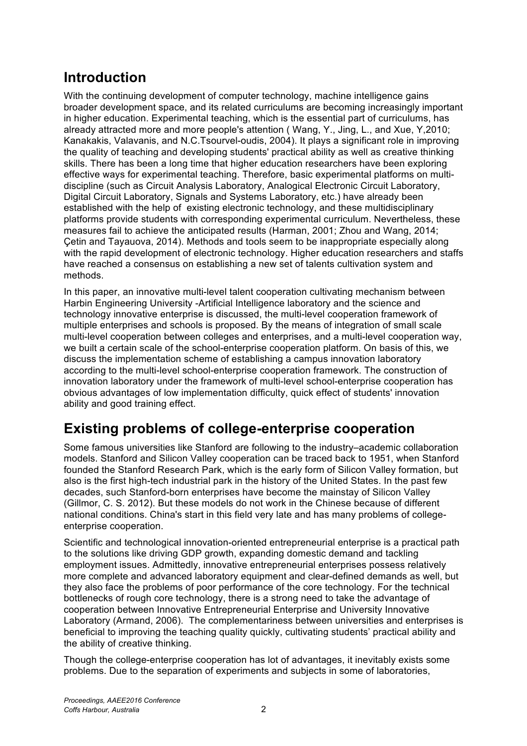## Introduction

With the continuing development of computer technology, machine intelligence gains broader development space, and its related curriculums are becoming increasingly important in higher education. Experimental teaching, which is the essential part of curriculums, has already attracted more and more people's attention ( Wang, Y., Jing, L., and Xue, Y,2010; Kanakakis, Valavanis, and N.C.Tsourvel-oudis, 2004). It plays a significant role in improving the quality of teaching and developing students' practical ability as well as creative thinking skills. There has been a long time that higher education researchers have been exploring effective ways for experimental teaching. Therefore, basic experimental platforms on multi-discipline (such as Circuit Analysis Laboratory, Analogical Electronic Circuit Laboratory, Digital Circuit Laboratory, Signals and Systems Laboratory, etc.) have already been established with the help of existing electronic technology, and these multidisciplinary platforms provide students with corresponding experimental curriculum. Nevertheless, these measures fail to achieve the anticipated results (Harman, 2001; Zhou and Wang, 2014; Çetin and Tayauova, 2014). Methods and tools seem to be inappropriate especially along with the rapid development of electronic technology. Higher education researchers and staffs have reached a consensus on establishing a new set of talents cultivation system and methods.

In this paper, an innovative multi-level talent cooperation cultivating mechanism between Harbin Engineering University -Artificial Intelligence laboratory and the science and technology innovative enterprise is discussed, the multi-level cooperation framework of multiple enterprises and schools is proposed. By the means of integration of small scale multi-level cooperation between colleges and enterprises, and a multi-level cooperation way, we built a certain scale of the school-enterprise cooperation platform. On basis of this, we discuss the implementation scheme of establishing a campus innovation laboratory according to the multi-level school-enterprise cooperation framework. The construction of innovation laboratory under the framework of multi-level school-enterprise cooperation has obvious advantages of low implementation difficulty, quick effect of students' innovation ability and good training effect.

## Existing problems of college-enterprise cooperation

Some famous universities like Stanford are following to the industry–academic collaboration models. Stanford and Silicon Valley cooperation can be traced back to 1951, when Stanford founded the Stanford Research Park, which is the early form of Silicon Valley formation, but also is the first high-tech industrial park in the history of the United States. In the past few decades, such Stanford-born enterprises have become the mainstay of Silicon Valley (Gillmor, C. S. 2012). But these models do not work in the Chinese because of different national conditions. China's start in this field very late and has many problems of college-enterprise cooperation.

Scientific and technological innovation-oriented entrepreneurial enterprise is a practical path to the solutions like driving GDP growth, expanding domestic demand and tackling employment issues. Admittedly, innovative entrepreneurial enterprises possess relatively more complete and advanced laboratory equipment and clear-defined demands as well, but they also face the problems of poor performance of the core technology. For the technical bottlenecks of rough core technology, there is a strong need to take the advantage of cooperation between Innovative Entrepreneurial Enterprise and University Innovative Laboratory (Armand, 2006). The complementariness between universities and enterprises is beneficial to improving the teaching quality quickly, cultivating students' practical ability and the ability of creative thinking.

Though the college-enterprise cooperation has lot of advantages, it inevitably exists some problems. Due to the separation of experiments and subjects in some of laboratories,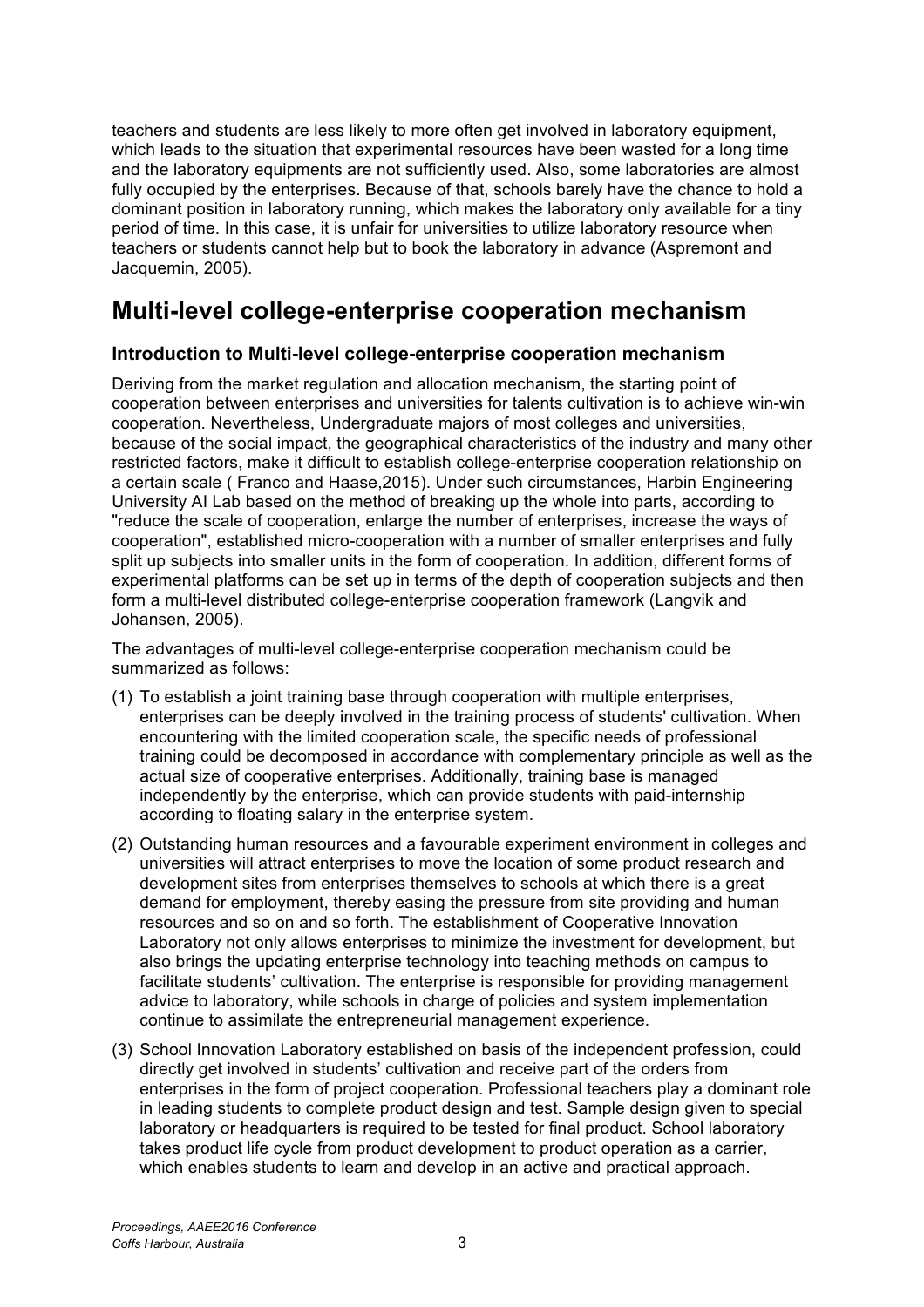teachers and students are less likely to more often get involved in laboratory equipment, which leads to the situation that experimental resources have been wasted for a long time and the laboratory equipments are not sufficiently used. Also, some laboratories are almost fully occupied by the enterprises. Because of that, schools barely have the chance to hold a dominant position in laboratory running, which makes the laboratory only available for a tiny period of time. In this case, it is unfair for universities to utilize laboratory resource when teachers or students cannot help but to book the laboratory in advance (Aspremont and Jacquemin, 2005).

# Multi-level college-enterprise cooperation mechanism

## Introduction to Multi-level college-enterprise cooperation mechanism

Deriving from the market regulation and allocation mechanism, the starting point of cooperation between enterprises and universities for talents cultivation is to achieve win-win cooperation. Nevertheless, Undergraduate majors of most colleges and universities, because of the social impact, the geographical characteristics of the industry and many other restricted factors, make it difficult to establish college-enterprise cooperation relationship on a certain scale ( Franco and Haase,2015). Under such circumstances, Harbin Engineering University AI Lab based on the method of breaking up the whole into parts, according to "reduce the scale of cooperation, enlarge the number of enterprises, increase the ways of cooperation", established micro-cooperation with a number of smaller enterprises and fully split up subjects into smaller units in the form of cooperation. In addition, different forms of experimental platforms can be set up in terms of the depth of cooperation subjects and then form a multi-level distributed college-enterprise cooperation framework (Langvik and Johansen, 2005).

The advantages of multi-level college-enterprise cooperation mechanism could be summarized as follows:

(1) To establish a joint training base through cooperation with multiple enterprises, enterprises can be deeply involved in the training process of students' cultivation. When encountering with the limited cooperation scale, the specific needs of professional training could be decomposed in accordance with complementary principle as well as the actual size of cooperative enterprises. Additionally, training base is managed independently by the enterprise, which can provide students with paid-internship according to floating salary in the enterprise system.

(2) Outstanding human resources and a favourable experiment environment in colleges and universities will attract enterprises to move the location of some product research and development sites from enterprises themselves to schools at which there is a great demand for employment, thereby easing the pressure from site providing and human resources and so on and so forth. The establishment of Cooperative Innovation Laboratory not only allows enterprises to minimize the investment for development, but also brings the updating enterprise technology into teaching methods on campus to facilitate students' cultivation. The enterprise is responsible for providing management advice to laboratory, while schools in charge of policies and system implementation continue to assimilate the entrepreneurial management experience.

(3) School Innovation Laboratory established on basis of the independent profession, could directly get involved in students' cultivation and receive part of the orders from enterprises in the form of project cooperation. Professional teachers play a dominant role in leading students to complete product design and test. Sample design given to special laboratory or headquarters is required to be tested for final product. School laboratory takes product life cycle from product development to product operation as a carrier, which enables students to learn and develop in an active and practical approach.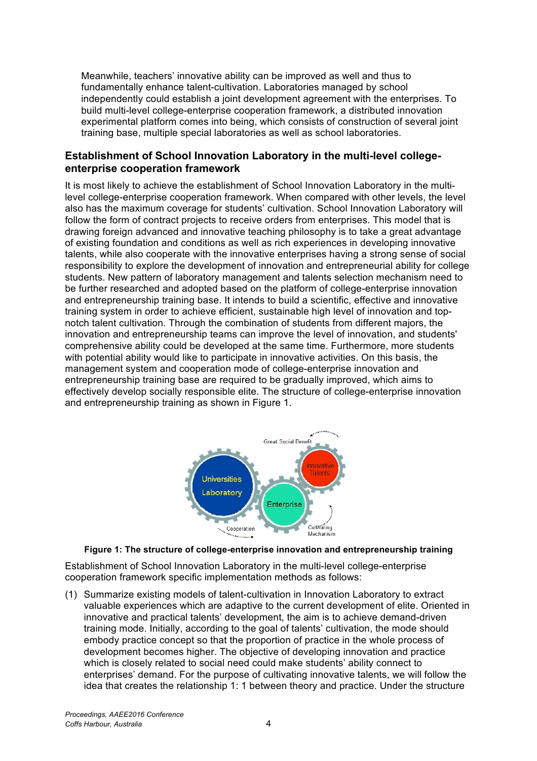Meanwhile, teachers' innovative ability can be improved as well and thus to fundamentally enhance talent-cultivation. Laboratories managed by school independently could establish a joint development agreement with the enterprises. To build multi-level college-enterprise cooperation framework, a distributed innovation experimental platform comes into being, which consists of construction of several joint training base, multiple special laboratories as well as school laboratories.

## Establishment of School Innovation Laboratory in the multi-level college-enterprise cooperation framework

It is most likely to achieve the establishment of School Innovation Laboratory in the multi-level college-enterprise cooperation framework. When compared with other levels, the level also has the maximum coverage for students' cultivation. School Innovation Laboratory will follow the form of contract projects to receive orders from enterprises. This model that is drawing foreign advanced and innovative teaching philosophy is to take a great advantage of existing foundation and conditions as well as rich experiences in developing innovative talents, while also cooperate with the innovative enterprises having a strong sense of social responsibility to explore the development of innovation and entrepreneurial ability for college students. New pattern of laboratory management and talents selection mechanism need to be further researched and adopted based on the platform of college-enterprise innovation and entrepreneurship training base. It intends to build a scientific, effective and innovative training system in order to achieve efficient, sustainable high level of innovation and top-notch talent cultivation. Through the combination of students from different majors, the innovation and entrepreneurship teams can improve the level of innovation, and students' comprehensive ability could be developed at the same time. Furthermore, more students with potential ability would like to participate in innovative activities. On this basis, the management system and cooperation mode of college-enterprise innovation and entrepreneurship training base are required to be gradually improved, which aims to effectively develop socially responsible elite. The structure of college-enterprise innovation and entrepreneurship training as shown in Figure 1.

**Figure 1: The structure of college-enterprise innovation and entrepreneurship training**

Establishment of School Innovation Laboratory in the multi-level college-enterprise cooperation framework specific implementation methods as follows:

(1) Summarize existing models of talent-cultivation in Innovation Laboratory to extract valuable experiences which are adaptive to the current development of elite. Oriented in innovative and practical talents' development, the aim is to achieve demand-driven training mode. Initially, according to the goal of talents' cultivation, the mode should embody practice concept so that the proportion of practice in the whole process of development becomes higher. The objective of developing innovation and practice which is closely related to social need could make students' ability connect to enterprises' demand. For the purpose of cultivating innovative talents, we will follow the idea that creates the relationship 1: 1 between theory and practice. Under the structure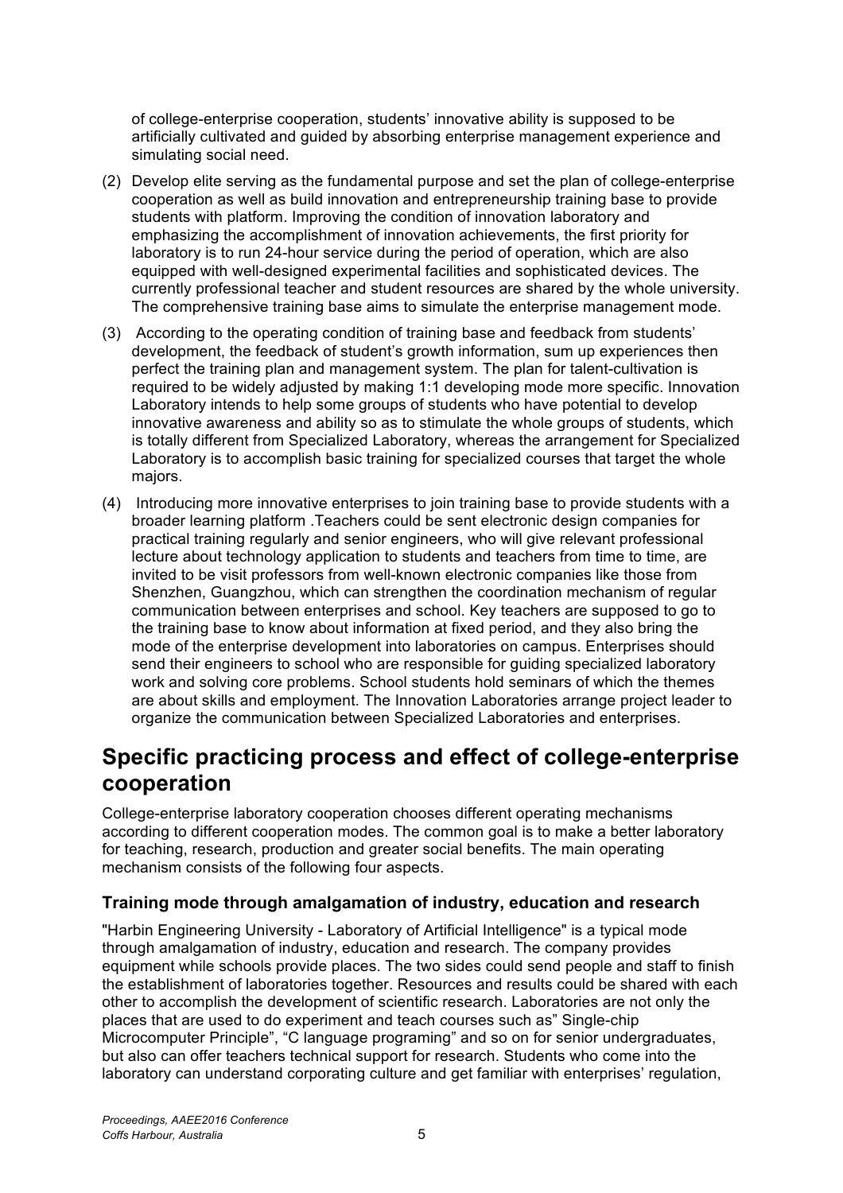of college-enterprise cooperation, students' innovative ability is supposed to be artificially cultivated and guided by absorbing enterprise management experience and simulating social need.

(2) Develop elite serving as the fundamental purpose and set the plan of college-enterprise cooperation as well as build innovation and entrepreneurship training base to provide students with platform. Improving the condition of innovation laboratory and emphasizing the accomplishment of innovation achievements, the first priority for laboratory is to run 24-hour service during the period of operation, which are also equipped with well-designed experimental facilities and sophisticated devices. The currently professional teacher and student resources are shared by the whole university. The comprehensive training base aims to simulate the enterprise management mode.

(3) According to the operating condition of training base and feedback from students' development, the feedback of student's growth information, sum up experiences then perfect the training plan and management system. The plan for talent-cultivation is required to be widely adjusted by making 1:1 developing mode more specific. Innovation Laboratory intends to help some groups of students who have potential to develop innovative awareness and ability so as to stimulate the whole groups of students, which is totally different from Specialized Laboratory, whereas the arrangement for Specialized Laboratory is to accomplish basic training for specialized courses that target the whole majors.

(4) Introducing more innovative enterprises to join training base to provide students with a broader learning platform .Teachers could be sent electronic design companies for practical training regularly and senior engineers, who will give relevant professional lecture about technology application to students and teachers from time to time, are invited to be visit professors from well-known electronic companies like those from Shenzhen, Guangzhou, which can strengthen the coordination mechanism of regular communication between enterprises and school. Key teachers are supposed to go to the training base to know about information at fixed period, and they also bring the mode of the enterprise development into laboratories on campus. Enterprises should send their engineers to school who are responsible for guiding specialized laboratory work and solving core problems. School students hold seminars of which the themes are about skills and employment. The Innovation Laboratories arrange project leader to organize the communication between Specialized Laboratories and enterprises.

# Specific practicing process and effect of college-enterprise cooperation

College-enterprise laboratory cooperation chooses different operating mechanisms according to different cooperation modes. The common goal is to make a better laboratory for teaching, research, production and greater social benefits. The main operating mechanism consists of the following four aspects.

## Training mode through amalgamation of industry, education and research

"Harbin Engineering University - Laboratory of Artificial Intelligence" is a typical mode through amalgamation of industry, education and research. The company provides equipment while schools provide places. The two sides could send people and staff to finish the establishment of laboratories together. Resources and results could be shared with each other to accomplish the development of scientific research. Laboratories are not only the places that are used to do experiment and teach courses such as" Single-chip Microcomputer Principle", "C language programing" and so on for senior undergraduates, but also can offer teachers technical support for research. Students who come into the laboratory can understand corporating culture and get familiar with enterprises' regulation,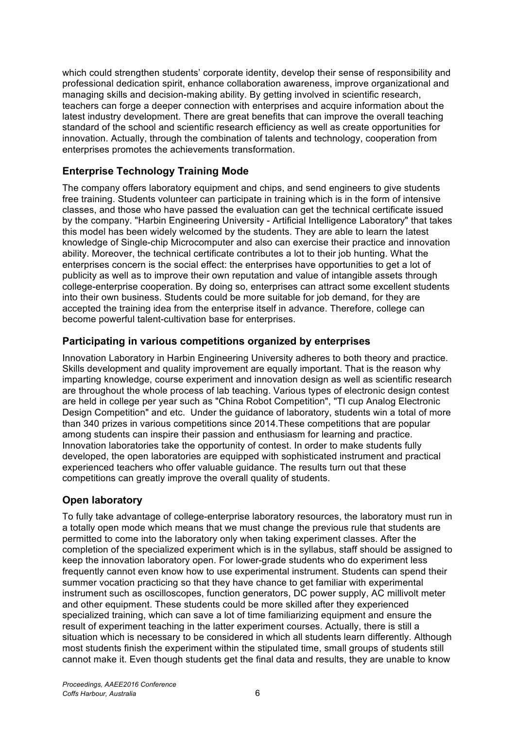which could strengthen students' corporate identity, develop their sense of responsibility and professional dedication spirit, enhance collaboration awareness, improve organizational and managing skills and decision-making ability. By getting involved in scientific research, teachers can forge a deeper connection with enterprises and acquire information about the latest industry development. There are great benefits that can improve the overall teaching standard of the school and scientific research efficiency as well as create opportunities for innovation. Actually, through the combination of talents and technology, cooperation from enterprises promotes the achievements transformation.

## Enterprise Technology Training Mode

The company offers laboratory equipment and chips, and send engineers to give students free training. Students volunteer can participate in training which is in the form of intensive classes, and those who have passed the evaluation can get the technical certificate issued by the company. "Harbin Engineering University - Artificial Intelligence Laboratory" that takes this model has been widely welcomed by the students. They are able to learn the latest knowledge of Single-chip Microcomputer and also can exercise their practice and innovation ability. Moreover, the technical certificate contributes a lot to their job hunting. What the enterprises concern is the social effect: the enterprises have opportunities to get a lot of publicity as well as to improve their own reputation and value of intangible assets through college-enterprise cooperation. By doing so, enterprises can attract some excellent students into their own business. Students could be more suitable for job demand, for they are accepted the training idea from the enterprise itself in advance. Therefore, college can become powerful talent-cultivation base for enterprises.

## Participating in various competitions organized by enterprises

Innovation Laboratory in Harbin Engineering University adheres to both theory and practice. Skills development and quality improvement are equally important. That is the reason why imparting knowledge, course experiment and innovation design as well as scientific research are throughout the whole process of lab teaching. Various types of electronic design contest are held in college per year such as "China Robot Competition", "TI cup Analog Electronic Design Competition" and etc. Under the guidance of laboratory, students win a total of more than 340 prizes in various competitions since 2014.These competitions that are popular among students can inspire their passion and enthusiasm for learning and practice. Innovation laboratories take the opportunity of contest. In order to make students fully developed, the open laboratories are equipped with sophisticated instrument and practical experienced teachers who offer valuable guidance. The results turn out that these competitions can greatly improve the overall quality of students.

## Open laboratory

To fully take advantage of college-enterprise laboratory resources, the laboratory must run in a totally open mode which means that we must change the previous rule that students are permitted to come into the laboratory only when taking experiment classes. After the completion of the specialized experiment which is in the syllabus, staff should be assigned to keep the innovation laboratory open. For lower-grade students who do experiment less frequently cannot even know how to use experimental instrument. Students can spend their summer vocation practicing so that they have chance to get familiar with experimental instrument such as oscilloscopes, function generators, DC power supply, AC millivolt meter and other equipment. These students could be more skilled after they experienced specialized training, which can save a lot of time familiarizing equipment and ensure the result of experiment teaching in the latter experiment courses. Actually, there is still a situation which is necessary to be considered in which all students learn differently. Although most students finish the experiment within the stipulated time, small groups of students still cannot make it. Even though students get the final data and results, they are unable to know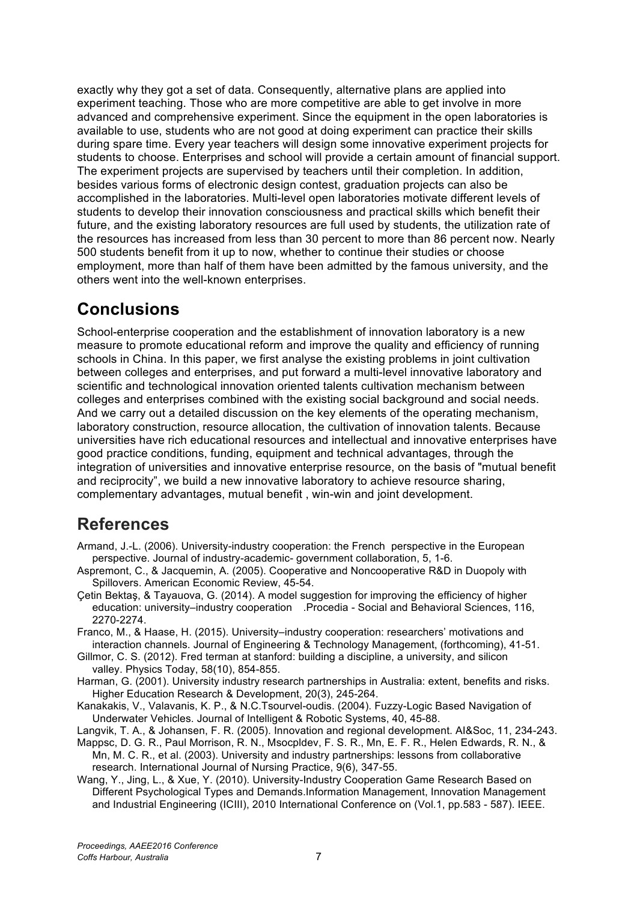exactly why they got a set of data. Consequently, alternative plans are applied into experiment teaching. Those who are more competitive are able to get involve in more advanced and comprehensive experiment. Since the equipment in the open laboratories is available to use, students who are not good at doing experiment can practice their skills during spare time. Every year teachers will design some innovative experiment projects for students to choose. Enterprises and school will provide a certain amount of financial support. The experiment projects are supervised by teachers until their completion. In addition, besides various forms of electronic design contest, graduation projects can also be accomplished in the laboratories. Multi-level open laboratories motivate different levels of students to develop their innovation consciousness and practical skills which benefit their future, and the existing laboratory resources are full used by students, the utilization rate of the resources has increased from less than 30 percent to more than 86 percent now. Nearly 500 students benefit from it up to now, whether to continue their studies or choose employment, more than half of them have been admitted by the famous university, and the others went into the well-known enterprises.

# Conclusions

School-enterprise cooperation and the establishment of innovation laboratory is a new measure to promote educational reform and improve the quality and efficiency of running schools in China. In this paper, we first analyse the existing problems in joint cultivation between colleges and enterprises, and put forward a multi-level innovative laboratory and scientific and technological innovation oriented talents cultivation mechanism between colleges and enterprises combined with the existing social background and social needs. And we carry out a detailed discussion on the key elements of the operating mechanism, laboratory construction, resource allocation, the cultivation of innovation talents. Because universities have rich educational resources and intellectual and innovative enterprises have good practice conditions, funding, equipment and technical advantages, through the integration of universities and innovative enterprise resource, on the basis of "mutual benefit and reciprocity", we build a new innovative laboratory to achieve resource sharing, complementary advantages, mutual benefit , win-win and joint development.

# References

Armand, J.-L. (2006). University-industry cooperation: the French perspective in the European perspective. Journal of industry-academic- government collaboration, 5, 1-6.

Aspremont, C., & Jacquemin, A. (2005). Cooperative and Noncooperative R&D in Duopoly with Spillovers. American Economic Review, 45-54.

Çetin Bektaş, & Tayauova, G. (2014). A model suggestion for improving the efficiency of higher education: university–industry cooperation .Procedia - Social and Behavioral Sciences, 116, 2270-2274.

Franco, M., & Haase, H. (2015). University–industry cooperation: researchers' motivations and interaction channels. Journal of Engineering & Technology Management, (forthcoming), 41-51.

Gillmor, C. S. (2012). Fred terman at stanford: building a discipline, a university, and silicon valley. Physics Today, 58(10), 854-855.

Harman, G. (2001). University industry research partnerships in Australia: extent, benefits and risks. Higher Education Research & Development, 20(3), 245-264.

Kanakakis, V., Valavanis, K. P., & N.C.Tsourvel-oudis. (2004). Fuzzy-Logic Based Navigation of Underwater Vehicles. Journal of Intelligent & Robotic Systems, 40, 45-88.

Langvik, T. A., & Johansen, F. R. (2005). Innovation and regional development. AI&Soc, 11, 234-243.

Mappsc, D. G. R., Paul Morrison, R. N., Msocpldev, F. S. R., Mn, E. F. R., Helen Edwards, R. N., & Mn, M. C. R., et al. (2003). University and industry partnerships: lessons from collaborative research. International Journal of Nursing Practice, 9(6), 347-55.

Wang, Y., Jing, L., & Xue, Y. (2010). University-Industry Cooperation Game Research Based on Different Psychological Types and Demands.Information Management, Innovation Management and Industrial Engineering (ICIII), 2010 International Conference on (Vol.1, pp.583 - 587). IEEE.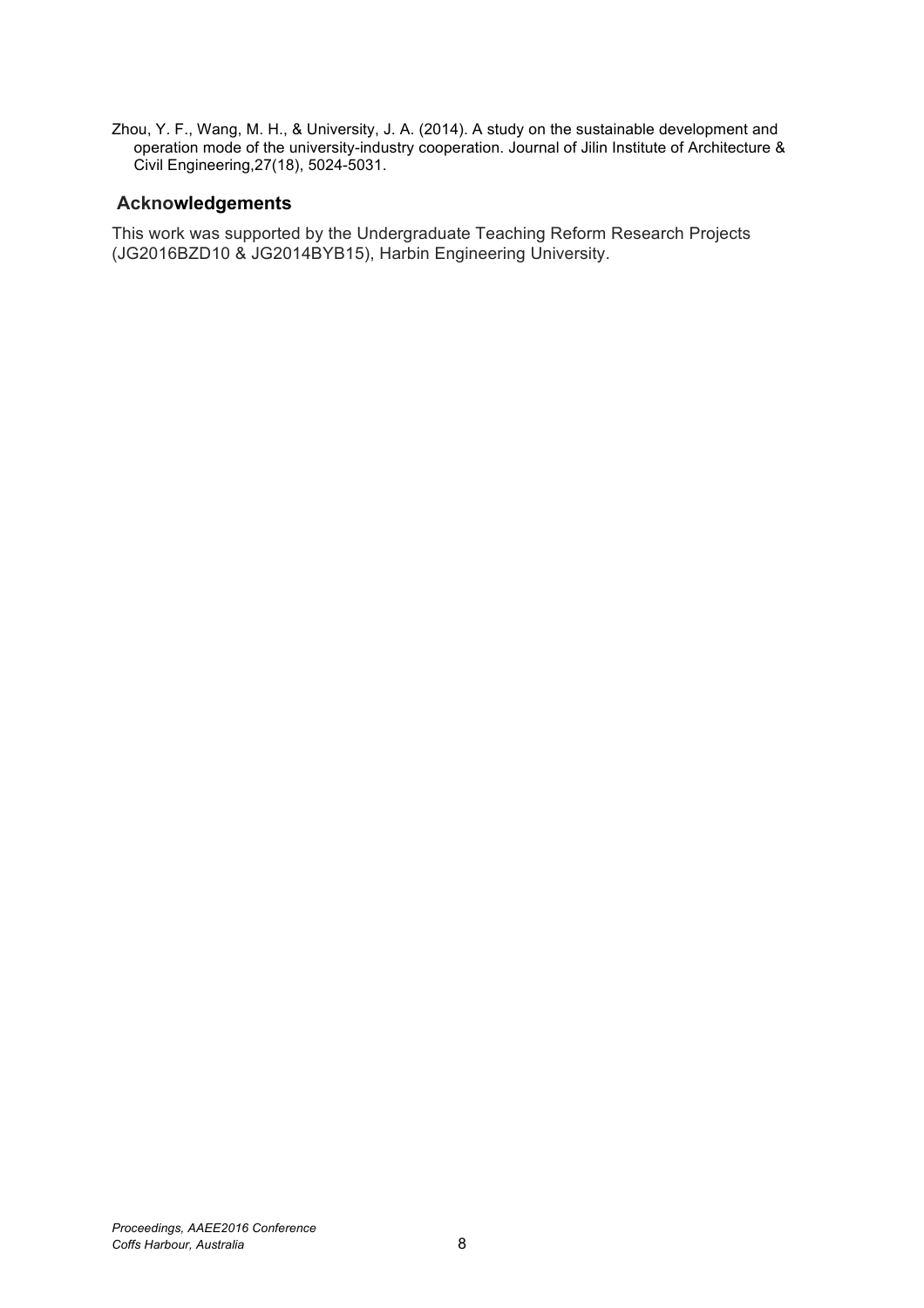Zhou, Y. F., Wang, M. H., & University, J. A. (2014). A study on the sustainable development and operation mode of the university-industry cooperation. Journal of Jilin Institute of Architecture & Civil Engineering,27(18), 5024-5031.

## Acknowledgements

This work was supported by the Undergraduate Teaching Reform Research Projects (JG2016BZD10 & JG2014BYB15), Harbin Engineering University.